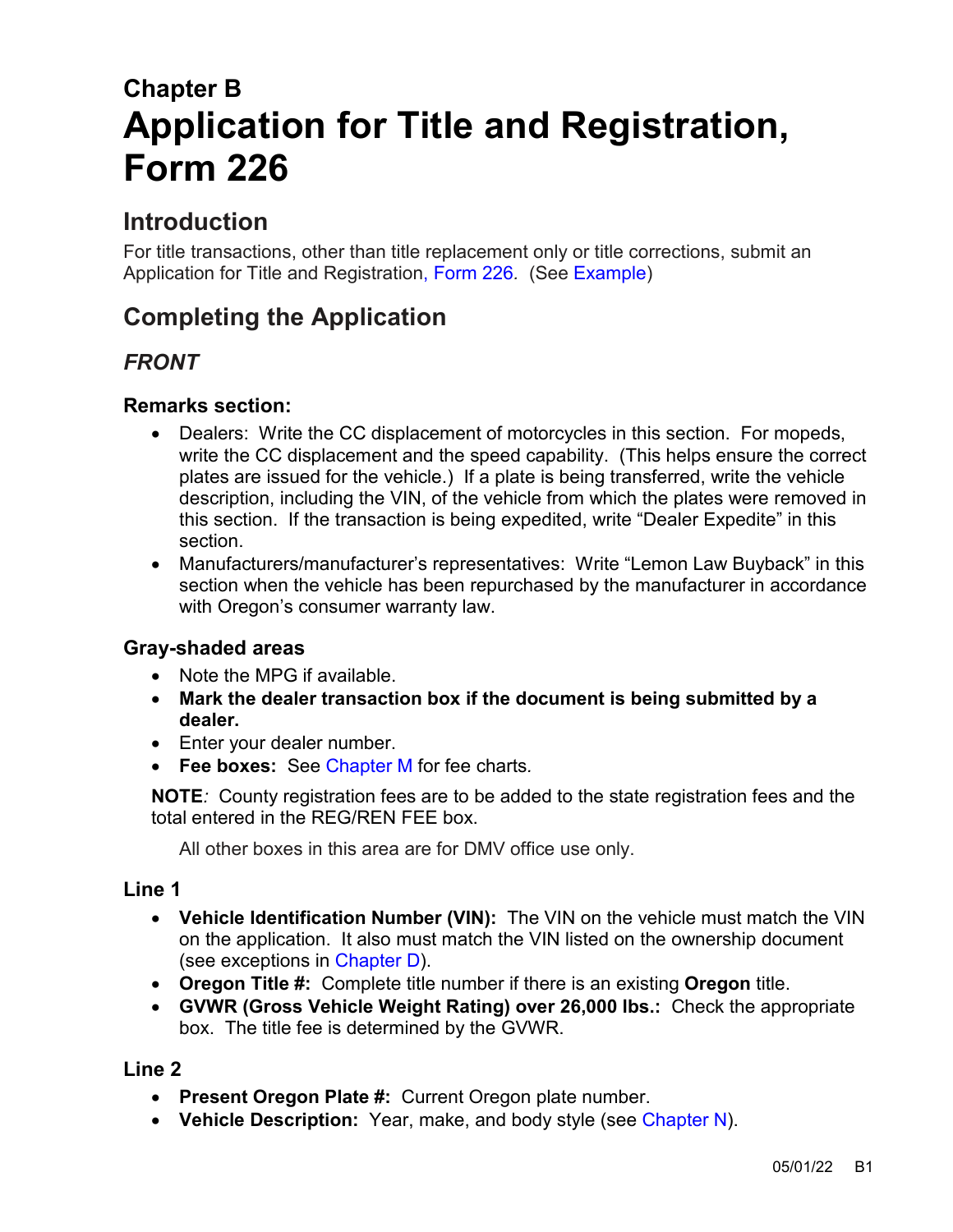# Chapter B
# Application for Title and Registration, Form 226

## Introduction

For title transactions, other than title replacement only or title corrections, submit an Application for Title and Registration, Form 226. (See Example)

## Completing the Application

### *FRONT*

#### Remarks section:

- Dealers: Write the CC displacement of motorcycles in this section. For mopeds, write the CC displacement and the speed capability. (This helps ensure the correct plates are issued for the vehicle.) If a plate is being transferred, write the vehicle description, including the VIN, of the vehicle from which the plates were removed in this section. If the transaction is being expedited, write "Dealer Expedite" in this section.
- Manufacturers/manufacturer's representatives: Write "Lemon Law Buyback" in this section when the vehicle has been repurchased by the manufacturer in accordance with Oregon's consumer warranty law.

#### Gray-shaded areas

- Note the MPG if available.
- **Mark the dealer transaction box if the document is being submitted by a dealer.**
- Enter your dealer number.
- **Fee boxes:** See Chapter M for fee charts.

**NOTE***:* County registration fees are to be added to the state registration fees and the total entered in the REG/REN FEE box.

All other boxes in this area are for DMV office use only.

#### Line 1

- **Vehicle Identification Number (VIN):** The VIN on the vehicle must match the VIN on the application. It also must match the VIN listed on the ownership document (see exceptions in Chapter D).
- **Oregon Title #:** Complete title number if there is an existing **Oregon** title.
- **GVWR (Gross Vehicle Weight Rating) over 26,000 lbs.:** Check the appropriate box. The title fee is determined by the GVWR.

#### Line 2

- **Present Oregon Plate #:** Current Oregon plate number.
- **Vehicle Description:** Year, make, and body style (see Chapter N).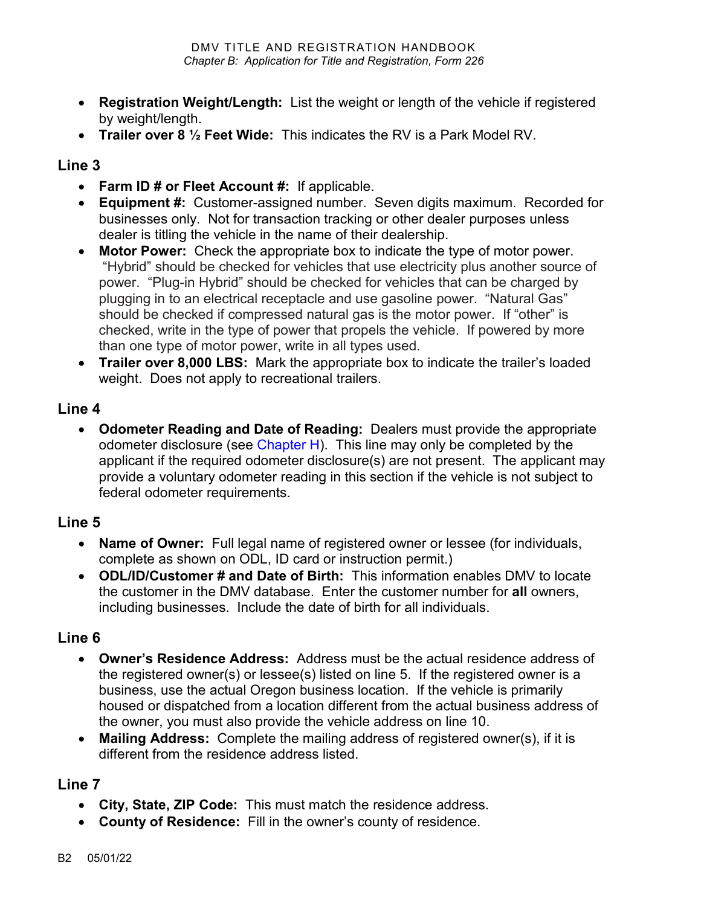- **Registration Weight/Length:** List the weight or length of the vehicle if registered by weight/length.
- **Trailer over 8 ½ Feet Wide:** This indicates the RV is a Park Model RV.

## Line 3

- **Farm ID # or Fleet Account #:** If applicable.
- **Equipment #:** Customer-assigned number. Seven digits maximum. Recorded for businesses only. Not for transaction tracking or other dealer purposes unless dealer is titling the vehicle in the name of their dealership.
- **Motor Power:** Check the appropriate box to indicate the type of motor power. "Hybrid" should be checked for vehicles that use electricity plus another source of power. "Plug-in Hybrid" should be checked for vehicles that can be charged by plugging in to an electrical receptacle and use gasoline power. "Natural Gas" should be checked if compressed natural gas is the motor power. If "other" is checked, write in the type of power that propels the vehicle. If powered by more than one type of motor power, write in all types used.
- **Trailer over 8,000 LBS:** Mark the appropriate box to indicate the trailer's loaded weight. Does not apply to recreational trailers.

## Line 4

- **Odometer Reading and Date of Reading:** Dealers must provide the appropriate odometer disclosure (see Chapter H). This line may only be completed by the applicant if the required odometer disclosure(s) are not present. The applicant may provide a voluntary odometer reading in this section if the vehicle is not subject to federal odometer requirements.

## Line 5

- **Name of Owner:** Full legal name of registered owner or lessee (for individuals, complete as shown on ODL, ID card or instruction permit.)
- **ODL/ID/Customer # and Date of Birth:** This information enables DMV to locate the customer in the DMV database. Enter the customer number for **all** owners, including businesses. Include the date of birth for all individuals.

## Line 6

- **Owner's Residence Address:** Address must be the actual residence address of the registered owner(s) or lessee(s) listed on line 5. If the registered owner is a business, use the actual Oregon business location. If the vehicle is primarily housed or dispatched from a location different from the actual business address of the owner, you must also provide the vehicle address on line 10.
- **Mailing Address:** Complete the mailing address of registered owner(s), if it is different from the residence address listed.

## Line 7

- **City, State, ZIP Code:** This must match the residence address.
- **County of Residence:** Fill in the owner's county of residence.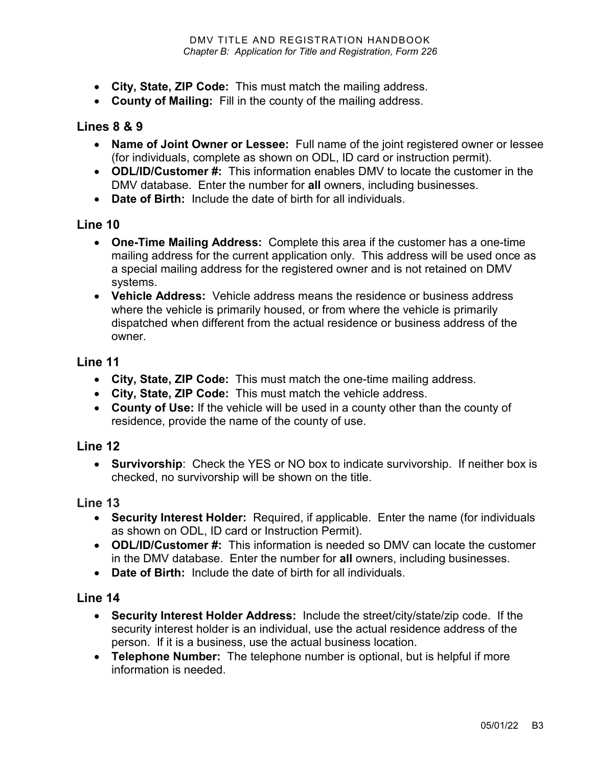- **City, State, ZIP Code:** This must match the mailing address.
- **County of Mailing:** Fill in the county of the mailing address.

## Lines 8 & 9

- **Name of Joint Owner or Lessee:** Full name of the joint registered owner or lessee (for individuals, complete as shown on ODL, ID card or instruction permit).
- **ODL/ID/Customer #:** This information enables DMV to locate the customer in the DMV database. Enter the number for **all** owners, including businesses.
- **Date of Birth:** Include the date of birth for all individuals.

## Line 10

- **One-Time Mailing Address:** Complete this area if the customer has a one-time mailing address for the current application only. This address will be used once as a special mailing address for the registered owner and is not retained on DMV systems.
- **Vehicle Address:** Vehicle address means the residence or business address where the vehicle is primarily housed, or from where the vehicle is primarily dispatched when different from the actual residence or business address of the owner.

## Line 11

- **City, State, ZIP Code:** This must match the one-time mailing address.
- **City, State, ZIP Code:** This must match the vehicle address.
- **County of Use:** If the vehicle will be used in a county other than the county of residence, provide the name of the county of use.

## Line 12

- **Survivorship**: Check the YES or NO box to indicate survivorship. If neither box is checked, no survivorship will be shown on the title.

## Line 13

- **Security Interest Holder:** Required, if applicable. Enter the name (for individuals as shown on ODL, ID card or Instruction Permit).
- **ODL/ID/Customer #:** This information is needed so DMV can locate the customer in the DMV database. Enter the number for **all** owners, including businesses.
- **Date of Birth:** Include the date of birth for all individuals.

## Line 14

- **Security Interest Holder Address:** Include the street/city/state/zip code. If the security interest holder is an individual, use the actual residence address of the person. If it is a business, use the actual business location.
- **Telephone Number:** The telephone number is optional, but is helpful if more information is needed.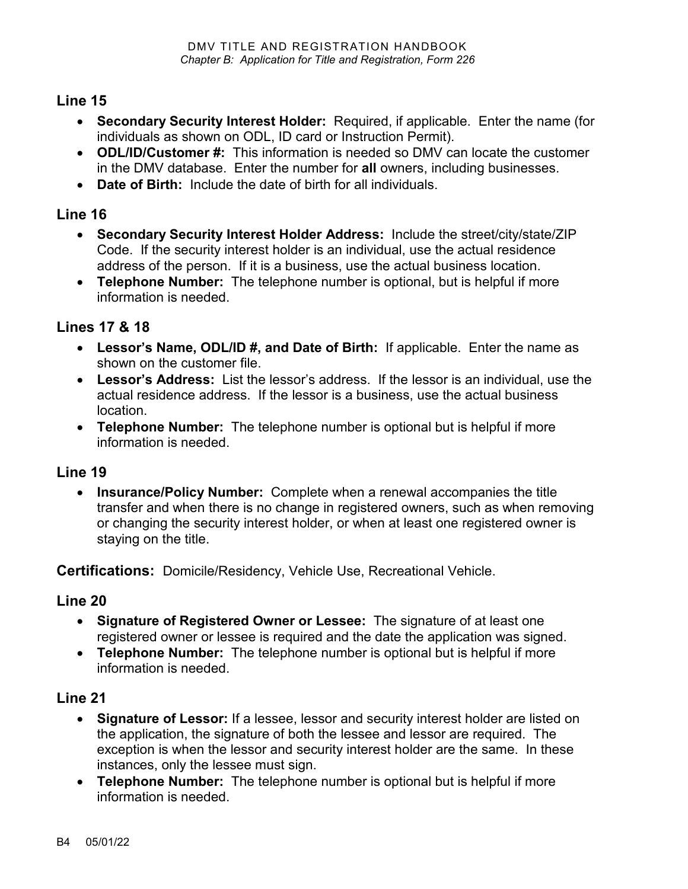## Line 15

- **Secondary Security Interest Holder:** Required, if applicable. Enter the name (for individuals as shown on ODL, ID card or Instruction Permit).
- **ODL/ID/Customer #:** This information is needed so DMV can locate the customer in the DMV database. Enter the number for **all** owners, including businesses.
- **Date of Birth:** Include the date of birth for all individuals.

## Line 16

- **Secondary Security Interest Holder Address:** Include the street/city/state/ZIP Code. If the security interest holder is an individual, use the actual residence address of the person. If it is a business, use the actual business location.
- **Telephone Number:** The telephone number is optional, but is helpful if more information is needed.

## Lines 17 & 18

- **Lessor's Name, ODL/ID #, and Date of Birth:** If applicable. Enter the name as shown on the customer file.
- **Lessor's Address:** List the lessor's address. If the lessor is an individual, use the actual residence address. If the lessor is a business, use the actual business location.
- **Telephone Number:** The telephone number is optional but is helpful if more information is needed.

## Line 19

- **Insurance/Policy Number:** Complete when a renewal accompanies the title transfer and when there is no change in registered owners, such as when removing or changing the security interest holder, or when at least one registered owner is staying on the title.

**Certifications:** Domicile/Residency, Vehicle Use, Recreational Vehicle.

## Line 20

- **Signature of Registered Owner or Lessee:** The signature of at least one registered owner or lessee is required and the date the application was signed.
- **Telephone Number:** The telephone number is optional but is helpful if more information is needed.

## Line 21

- **Signature of Lessor:** If a lessee, lessor and security interest holder are listed on the application, the signature of both the lessee and lessor are required. The exception is when the lessor and security interest holder are the same. In these instances, only the lessee must sign.
- **Telephone Number:** The telephone number is optional but is helpful if more information is needed.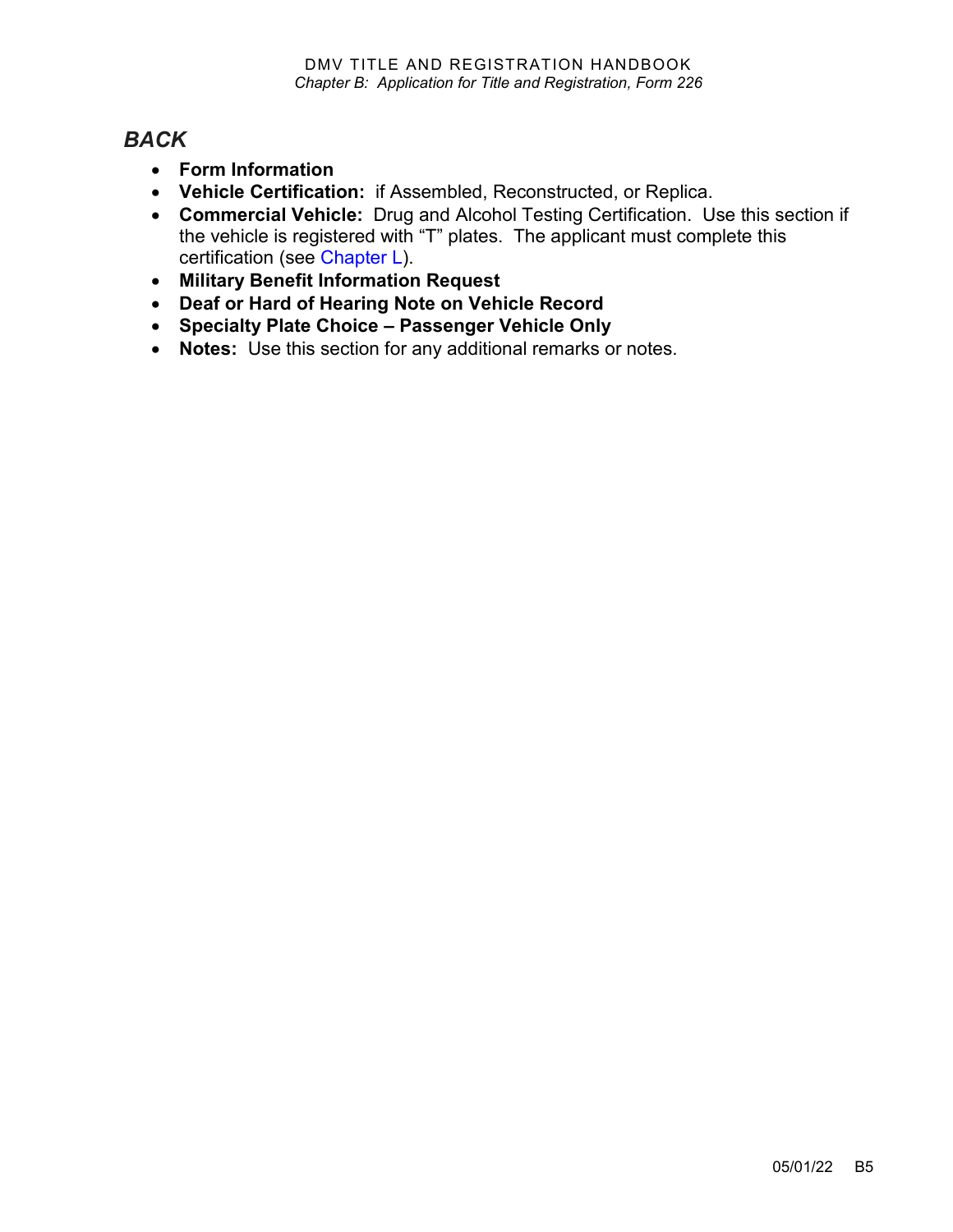## *BACK*

- **Form Information**
- **Vehicle Certification:** if Assembled, Reconstructed, or Replica.
- **Commercial Vehicle:** Drug and Alcohol Testing Certification. Use this section if the vehicle is registered with "T" plates. The applicant must complete this certification (see Chapter L).
- **Military Benefit Information Request**
- **Deaf or Hard of Hearing Note on Vehicle Record**
- **Specialty Plate Choice – Passenger Vehicle Only**
- **Notes:** Use this section for any additional remarks or notes.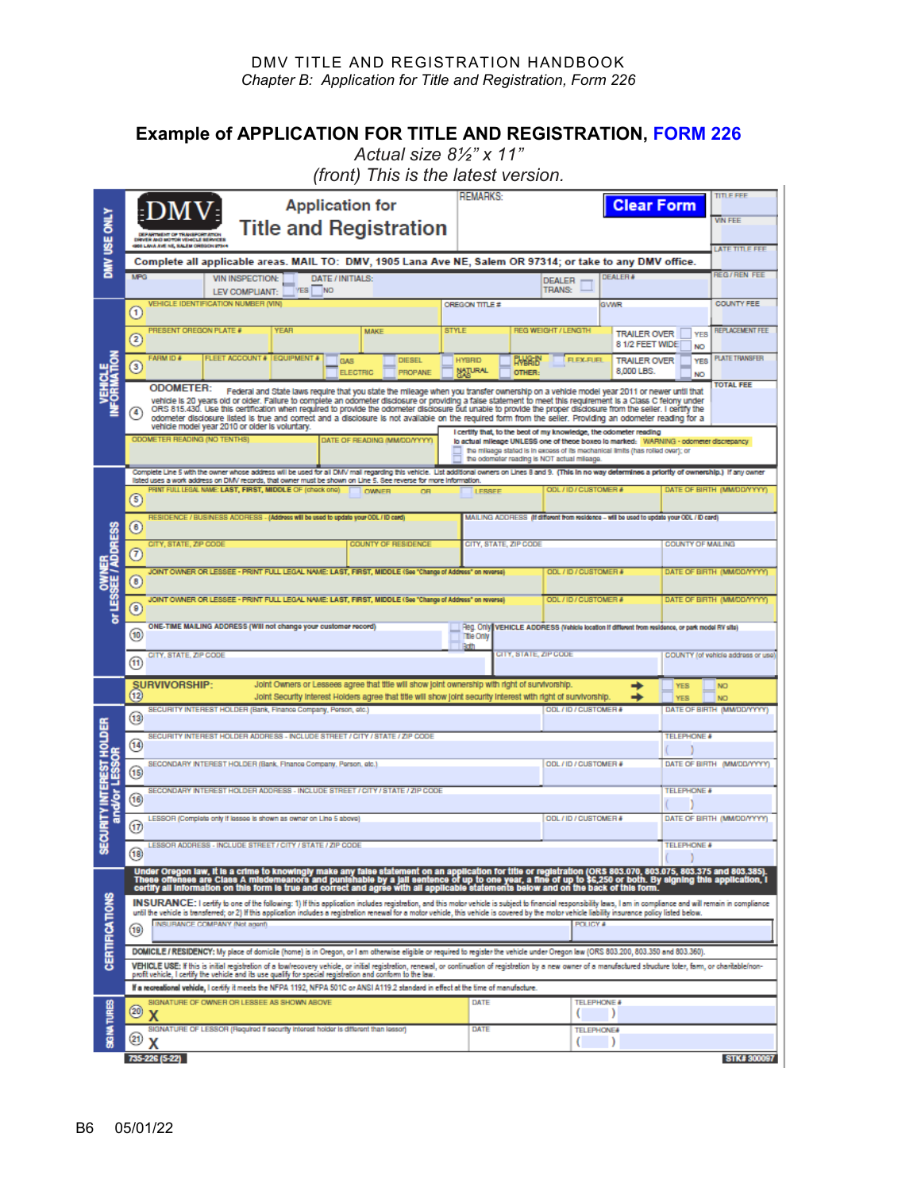## Example of APPLICATION FOR TITLE AND REGISTRATION, FORM 226

*Actual size 8½" x 11"*

*(front) This is the latest version.*

**DMV USE ONLY**

DMV — DEPARTMENT OF TRANSPORTATION, DRIVER AND MOTOR VEHICLE SERVICES, 1905 LANA AVE NE, SALEM OREGON 97314

# Application for Title and Registration

REMARKS:

Clear Form

TITLE FEE | VIN FEE | LATE TITLE FEE | REG / REN FEE | COUNTY FEE | REPLACEMENT FEE | PLATE TRANSFER | TOTAL FEE

**Complete all applicable areas. MAIL TO: DMV, 1905 Lana Ave NE, Salem OR 97314; or take to any DMV office.**

MPG | VIN INSPECTION: LEV COMPLIANT: YES NO | DATE / INITIALS: | DEALER TRANS: | DEALER #

**VEHICLE INFORMATION**

1. VEHICLE IDENTIFICATION NUMBER (VIN) | OREGON TITLE # | GVWR
2. PRESENT OREGON PLATE # | YEAR | MAKE | STYLE | REG WEIGHT / LENGTH | TRAILER OVER 8 1/2 FEET WIDE YES NO
3. FARM ID # | FLEET ACCOUNT # | EQUIPMENT # | GAS | ELECTRIC | DIESEL | PROPANE | HYBRID | NATURAL GAS | PLUG-IN HYBRID | OTHER: | FLEX-FUEL | TRAILER OVER 8,000 LBS. YES NO
4. **ODOMETER:** Federal and State laws require that you state the mileage when you transfer ownership on a vehicle model year 2011 or newer until that vehicle is 20 years old or older. Failure to complete an odometer disclosure or providing a false statement to meet this requirement is a Class C felony under ORS 815.430. Use this certification when required to provide the odometer disclosure but unable to provide the proper disclosure from the seller. I certify the odometer disclosure listed is true and correct and a disclosure is not available on the required form from the seller. Providing an odometer reading for a vehicle model year 2010 or older is voluntary.

ODOMETER READING (NO TENTHS) | DATE OF READING (MM/DD/YYYY) | I certify that, to the best of my knowledge, the odometer reading is actual mileage UNLESS one of these boxes is marked: WARNING - odometer discrepancy
- the mileage stated is in excess of its mechanical limits (has rolled over); or
- the odometer reading is NOT actual mileage.

**OWNER or LESSEE / ADDRESS**

Complete Line 5 with the owner whose address will be used for all DMV mail regarding this vehicle. List additional owners on Lines 8 and 9. **(This in no way determines a priority of ownership.)** If any owner listed uses a work address on DMV records, that owner must be shown on Line 5. See reverse for more information.

5. PRINT FULL LEGAL NAME: LAST, FIRST, MIDDLE OF (check one) OWNER OR LESSEE | ODL / ID / CUSTOMER # | DATE OF BIRTH (MM/DD/YYYY)
6. RESIDENCE / BUSINESS ADDRESS - (Address will be used to update your ODL / ID card) | MAILING ADDRESS (If different from residence – will be used to update your ODL / ID card)
7. CITY, STATE, ZIP CODE | COUNTY OF RESIDENCE | CITY, STATE, ZIP CODE | COUNTY OF MAILING
8. JOINT OWNER OR LESSEE - PRINT FULL LEGAL NAME: LAST, FIRST, MIDDLE (See "Change of Address" on reverse) | ODL / ID / CUSTOMER # | DATE OF BIRTH (MM/DD/YYYY)
9. JOINT OWNER OR LESSEE - PRINT FULL LEGAL NAME: LAST, FIRST, MIDDLE (See "Change of Address" on reverse) | ODL / ID / CUSTOMER # | DATE OF BIRTH (MM/DD/YYYY)
10. ONE-TIME MAILING ADDRESS (Will not change your customer record) | Reg. Only / Title Only / Both | VEHICLE ADDRESS (Vehicle location if different from residence, or park model RV site)
11. CITY, STATE, ZIP CODE | CITY, STATE, ZIP CODE | COUNTY (of vehicle address or use)

12. **SURVIVORSHIP:** Joint Owners or Lessees agree that title will show joint ownership with right of survivorship. → YES NO
Joint Security Interest Holders agree that title will show joint security interest with right of survivorship. → YES NO

**SECURITY INTEREST HOLDER and/or LESSOR**

13. SECURITY INTEREST HOLDER (Bank, Finance Company, Person, etc.) | ODL / ID / CUSTOMER # | DATE OF BIRTH (MM/DD/YYYY)
14. SECURITY INTEREST HOLDER ADDRESS - INCLUDE STREET / CITY / STATE / ZIP CODE | TELEPHONE # ( )
15. SECONDARY INTEREST HOLDER (Bank, Finance Company, Person, etc.) | ODL / ID / CUSTOMER # | DATE OF BIRTH (MM/DD/YYYY)
16. SECONDARY INTEREST HOLDER ADDRESS - INCLUDE STREET / CITY / STATE / ZIP CODE | TELEPHONE # ( )
17. LESSOR (Complete only if lessee is shown as owner on Line 5 above) | ODL / ID / CUSTOMER # | DATE OF BIRTH (MM/DD/YYYY)
18. LESSOR ADDRESS - INCLUDE STREET / CITY / STATE / ZIP CODE | TELEPHONE # ( )

**CERTIFICATIONS**

**Under Oregon law, it is a crime to knowingly make any false statement on an application for title or registration (ORS 803.070, 803.075, 803.375 and 803.385). These offenses are Class A misdemeanors and punishable by a jail sentence of up to one year, a fine of up to $6,250 or both. By signing this application, I certify all information on this form is true and correct and agree with all applicable statements below and on the back of this form.**

**INSURANCE:** I certify to one of the following: 1) If this application includes registration, and this motor vehicle is subject to financial responsibility laws, I am in compliance and will remain in compliance until the vehicle is transferred; or 2) If this application includes a registration renewal for a motor vehicle, this vehicle is covered by the motor vehicle liability insurance policy listed below.

19. INSURANCE COMPANY (Not agent) | POLICY #

**DOMICILE / RESIDENCY:** My place of domicile (home) is in Oregon, or I am otherwise eligible or required to register the vehicle under Oregon law (ORS 803.200, 803.350 and 803.360).

**VEHICLE USE:** If this is initial registration of a low/recovery vehicle, or initial registration, renewal, or continuation of registration by a new owner of a manufactured structure toter, farm, or charitable/non-profit vehicle, I certify the vehicle and its use qualify for special registration and conform to the law.

**If a recreational vehicle,** I certify it meets the NFPA 1192, NFPA 501C or ANSI A119.2 standard in effect at the time of manufacture.

**SIGNATURES**

20. SIGNATURE OF OWNER OR LESSEE AS SHOWN ABOVE X | DATE | TELEPHONE # ( )
21. SIGNATURE OF LESSOR (Required if security interest holder is different than lessor) X | DATE | TELEPHONE# ( )

735-226 (5-22) | STK# 300097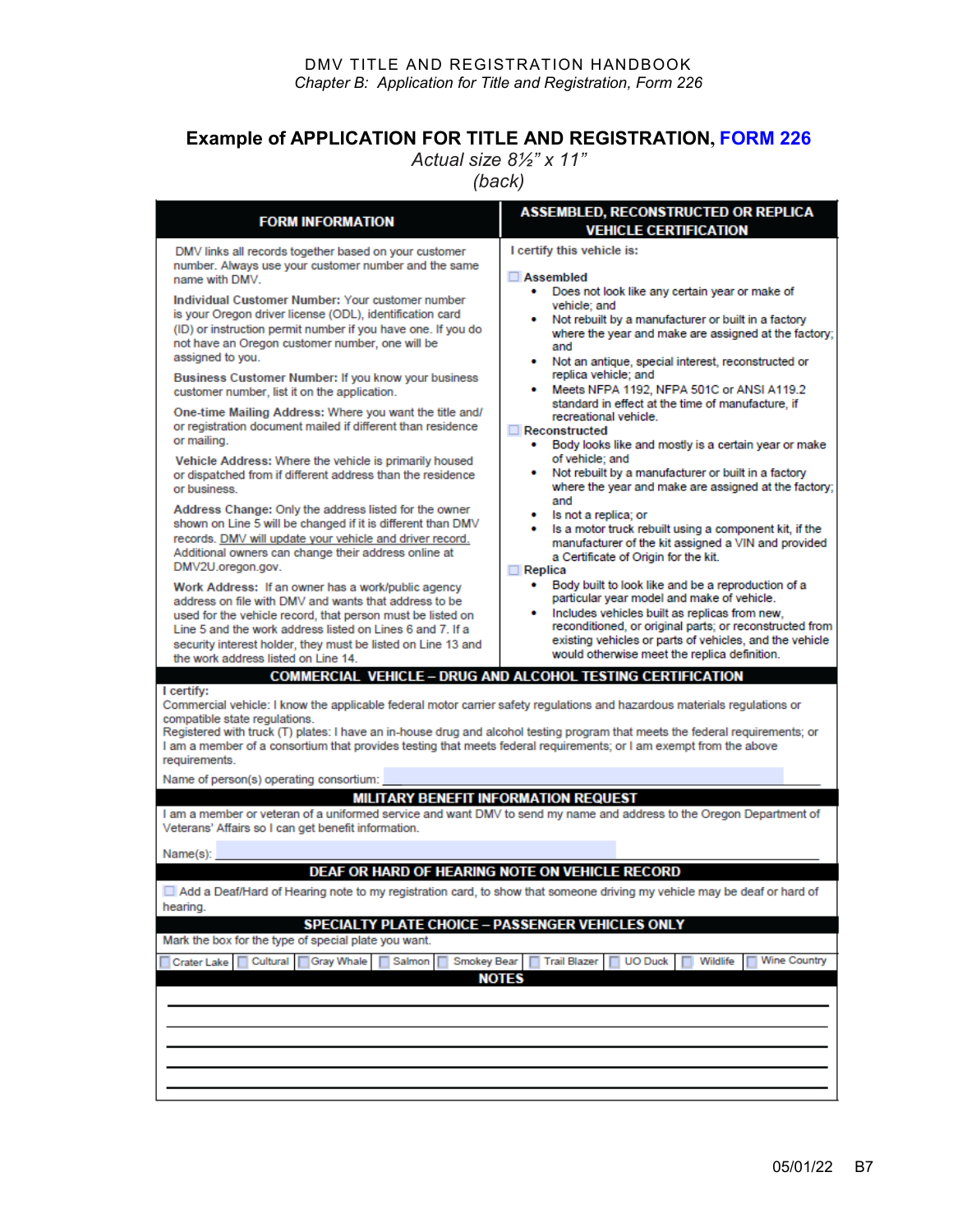# Example of APPLICATION FOR TITLE AND REGISTRATION, FORM 226

*Actual size 8½" x 11"*
*(back)*

## FORM INFORMATION

DMV links all records together based on your customer number. Always use your customer number and the same name with DMV.

**Individual Customer Number:** Your customer number is your Oregon driver license (ODL), identification card (ID) or instruction permit number if you have one. If you do not have an Oregon customer number, one will be assigned to you.

**Business Customer Number:** If you know your business customer number, list it on the application.

**One-time Mailing Address:** Where you want the title and/or registration document mailed if different than residence or mailing.

**Vehicle Address:** Where the vehicle is primarily housed or dispatched from if different address than the residence or business.

**Address Change:** Only the address listed for the owner shown on Line 5 will be changed if it is different than DMV records. DMV will update your vehicle and driver record. Additional owners can change their address online at DMV2U.oregon.gov.

**Work Address:** If an owner has a work/public agency address on file with DMV and wants that address to be used for the vehicle record, that person must be listed on Line 5 and the work address listed on Lines 6 and 7. If a security interest holder, they must be listed on Line 13 and the work address listed on Line 14.

## ASSEMBLED, RECONSTRUCTED OR REPLICA VEHICLE CERTIFICATION

**I certify this vehicle is:**

☐ **Assembled**

- Does not look like any certain year or make of vehicle; and
- Not rebuilt by a manufacturer or built in a factory where the year and make are assigned at the factory; and
- Not an antique, special interest, reconstructed or replica vehicle; and
- Meets NFPA 1192, NFPA 501C or ANSI A119.2 standard in effect at the time of manufacture, if recreational vehicle.

☐ **Reconstructed**

- Body looks like and mostly is a certain year or make of vehicle; and
- Not rebuilt by a manufacturer or built in a factory where the year and make are assigned at the factory; and
- Is not a replica; or
- Is a motor truck rebuilt using a component kit, if the manufacturer of the kit assigned a VIN and provided a Certificate of Origin for the kit.

☐ **Replica**

- Body built to look like and be a reproduction of a particular year model and make of vehicle.
- Includes vehicles built as replicas from new, reconditioned, or original parts; or reconstructed from existing vehicles or parts of vehicles, and the vehicle would otherwise meet the replica definition.

## COMMERCIAL VEHICLE – DRUG AND ALCOHOL TESTING CERTIFICATION

**I certify:**

Commercial vehicle: I know the applicable federal motor carrier safety regulations and hazardous materials regulations or compatible state regulations.

Registered with truck (T) plates: I have an in-house drug and alcohol testing program that meets the federal requirements; or I am a member of a consortium that provides testing that meets federal requirements; or I am exempt from the above requirements.

Name of person(s) operating consortium: ______________________

## MILITARY BENEFIT INFORMATION REQUEST

I am a member or veteran of a uniformed service and want DMV to send my name and address to the Oregon Department of Veterans' Affairs so I can get benefit information.

Name(s): ______________________

## DEAF OR HARD OF HEARING NOTE ON VEHICLE RECORD

☐ Add a Deaf/Hard of Hearing note to my registration card, to show that someone driving my vehicle may be deaf or hard of hearing.

## SPECIALTY PLATE CHOICE – PASSENGER VEHICLES ONLY

Mark the box for the type of special plate you want.

☐ Crater Lake ☐ Cultural ☐ Gray Whale ☐ Salmon ☐ Smokey Bear ☐ Trail Blazer ☐ UO Duck ☐ Wildlife ☐ Wine Country

## NOTES

______________________

______________________

______________________

______________________

______________________